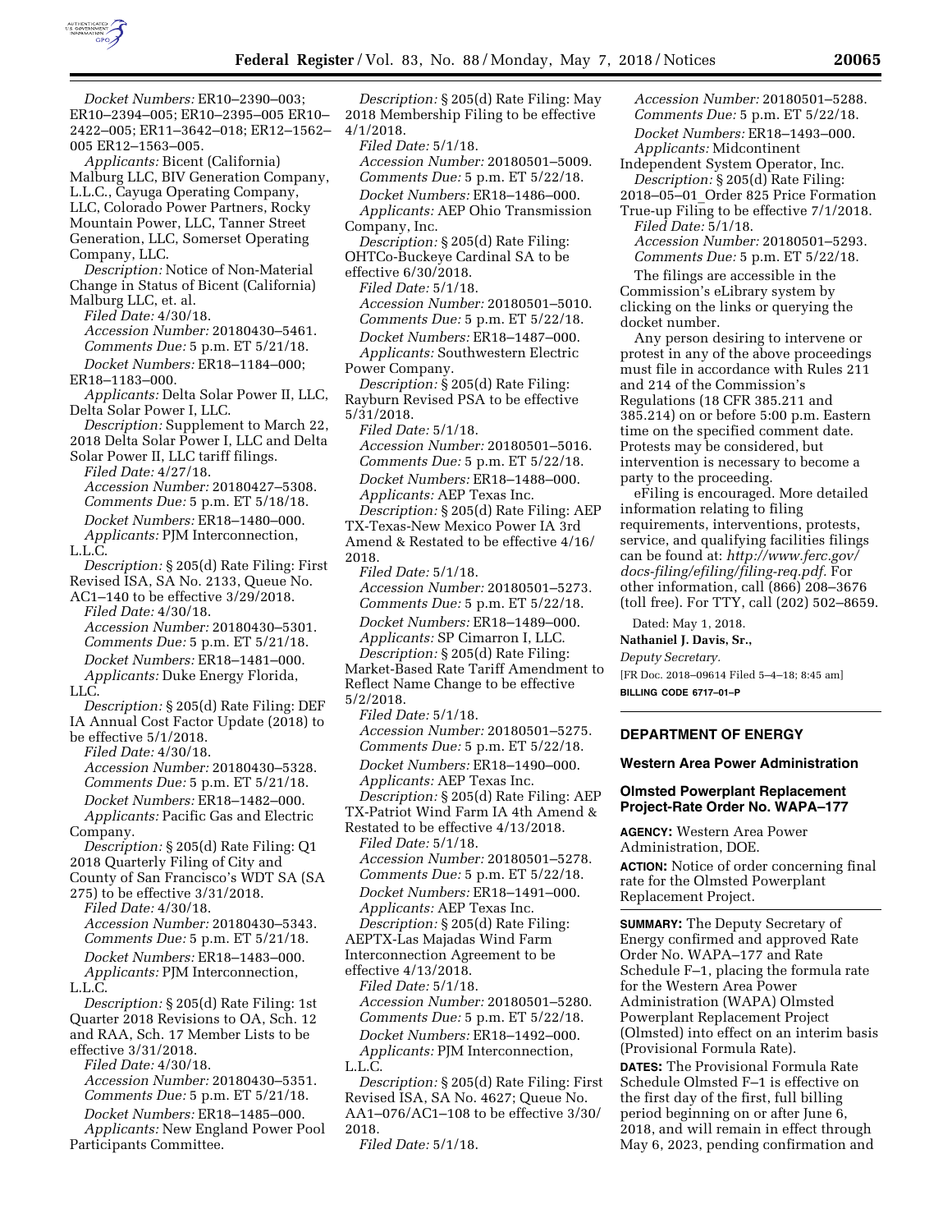*Docket Numbers:* ER10–2390–003; ER10–2394–005; ER10–2395–005 ER10–2422–005; ER11–3642–018; ER12–1562–005 ER12–1563–005.

*Applicants:* Bicent (California) Malburg LLC, BIV Generation Company, L.L.C., Cayuga Operating Company, LLC, Colorado Power Partners, Rocky Mountain Power, LLC, Tanner Street Generation, LLC, Somerset Operating Company, LLC.

*Description:* Notice of Non-Material Change in Status of Bicent (California) Malburg LLC, et. al.

*Filed Date:* 4/30/18.

*Accession Number:* 20180430–5461.

*Comments Due:* 5 p.m. ET 5/21/18.

*Docket Numbers:* ER18–1184–000; ER18–1183–000.

*Applicants:* Delta Solar Power II, LLC, Delta Solar Power I, LLC.

*Description:* Supplement to March 22, 2018 Delta Solar Power I, LLC and Delta Solar Power II, LLC tariff filings.

*Filed Date:* 4/27/18.

*Accession Number:* 20180427–5308.

*Comments Due:* 5 p.m. ET 5/18/18.

*Docket Numbers:* ER18–1480–000.

*Applicants:* PJM Interconnection, L.L.C.

*Description:* § 205(d) Rate Filing: First Revised ISA, SA No. 2133, Queue No. AC1–140 to be effective 3/29/2018.

*Filed Date:* 4/30/18.

*Accession Number:* 20180430–5301.

*Comments Due:* 5 p.m. ET 5/21/18.

*Docket Numbers:* ER18–1481–000.

*Applicants:* Duke Energy Florida, LLC.

*Description:* § 205(d) Rate Filing: DEF IA Annual Cost Factor Update (2018) to be effective 5/1/2018.

*Filed Date:* 4/30/18.

*Accession Number:* 20180430–5328.

*Comments Due:* 5 p.m. ET 5/21/18.

*Docket Numbers:* ER18–1482–000.

*Applicants:* Pacific Gas and Electric Company.

*Description:* § 205(d) Rate Filing: Q1 2018 Quarterly Filing of City and County of San Francisco's WDT SA (SA 275) to be effective 3/31/2018.

*Filed Date:* 4/30/18.

*Accession Number:* 20180430–5343.

*Comments Due:* 5 p.m. ET 5/21/18.

*Docket Numbers:* ER18–1483–000.

*Applicants:* PJM Interconnection, L.L.C.

*Description:* § 205(d) Rate Filing: 1st Quarter 2018 Revisions to OA, Sch. 12 and RAA, Sch. 17 Member Lists to be effective 3/31/2018.

*Filed Date:* 4/30/18.

*Accession Number:* 20180430–5351.

*Comments Due:* 5 p.m. ET 5/21/18.

*Docket Numbers:* ER18–1485–000.

*Applicants:* New England Power Pool Participants Committee.

*Description:* § 205(d) Rate Filing: May 2018 Membership Filing to be effective 4/1/2018.

*Filed Date:* 5/1/18.

*Accession Number:* 20180501–5009.

*Comments Due:* 5 p.m. ET 5/22/18.

*Docket Numbers:* ER18–1486–000.

*Applicants:* AEP Ohio Transmission Company, Inc.

*Description:* § 205(d) Rate Filing: OHTCo-Buckeye Cardinal SA to be effective 6/30/2018.

*Filed Date:* 5/1/18.

*Accession Number:* 20180501–5010.

*Comments Due:* 5 p.m. ET 5/22/18.

*Docket Numbers:* ER18–1487–000.

*Applicants:* Southwestern Electric Power Company.

*Description:* § 205(d) Rate Filing: Rayburn Revised PSA to be effective 5/31/2018.

*Filed Date:* 5/1/18.

*Accession Number:* 20180501–5016.

*Comments Due:* 5 p.m. ET 5/22/18.

*Docket Numbers:* ER18–1488–000.

*Applicants:* AEP Texas Inc.

*Description:* § 205(d) Rate Filing: AEP TX-Texas-New Mexico Power IA 3rd Amend & Restated to be effective 4/16/2018.

*Filed Date:* 5/1/18.

*Accession Number:* 20180501–5273.

*Comments Due:* 5 p.m. ET 5/22/18.

*Docket Numbers:* ER18–1489–000.

*Applicants:* SP Cimarron I, LLC.

*Description:* § 205(d) Rate Filing: Market-Based Rate Tariff Amendment to Reflect Name Change to be effective 5/2/2018.

*Filed Date:* 5/1/18.

*Accession Number:* 20180501–5275.

*Comments Due:* 5 p.m. ET 5/22/18.

*Docket Numbers:* ER18–1490–000.

*Applicants:* AEP Texas Inc.

*Description:* § 205(d) Rate Filing: AEP TX-Patriot Wind Farm IA 4th Amend & Restated to be effective 4/13/2018.

*Filed Date:* 5/1/18.

*Accession Number:* 20180501–5278.

*Comments Due:* 5 p.m. ET 5/22/18.

*Docket Numbers:* ER18–1491–000.

*Applicants:* AEP Texas Inc.

*Description:* § 205(d) Rate Filing: AEPTX-Las Majadas Wind Farm Interconnection Agreement to be effective 4/13/2018.

*Filed Date:* 5/1/18.

*Accession Number:* 20180501–5280.

*Comments Due:* 5 p.m. ET 5/22/18.

*Docket Numbers:* ER18–1492–000.

*Applicants:* PJM Interconnection, L.L.C.

*Description:* § 205(d) Rate Filing: First Revised ISA, SA No. 4627; Queue No. AA1–076/AC1–108 to be effective 3/30/2018.

*Filed Date:* 5/1/18.

*Accession Number:* 20180501–5288.

*Comments Due:* 5 p.m. ET 5/22/18.

*Docket Numbers:* ER18–1493–000.

*Applicants:* Midcontinent Independent System Operator, Inc.

*Description:* § 205(d) Rate Filing: 2018–05–01_Order 825 Price Formation True-up Filing to be effective 7/1/2018.

*Filed Date:* 5/1/18.

*Accession Number:* 20180501–5293.

*Comments Due:* 5 p.m. ET 5/22/18.

The filings are accessible in the Commission's eLibrary system by clicking on the links or querying the docket number.

Any person desiring to intervene or protest in any of the above proceedings must file in accordance with Rules 211 and 214 of the Commission's Regulations (18 CFR 385.211 and 385.214) on or before 5:00 p.m. Eastern time on the specified comment date. Protests may be considered, but intervention is necessary to become a party to the proceeding.

eFiling is encouraged. More detailed information relating to filing requirements, interventions, protests, service, and qualifying facilities filings can be found at: *http://www.ferc.gov/docs-filing/efiling/filing-req.pdf*. For other information, call (866) 208–3676 (toll free). For TTY, call (202) 502–8659.

Dated: May 1, 2018.

**Nathaniel J. Davis, Sr.,**

*Deputy Secretary.*

[FR Doc. 2018–09614 Filed 5–4–18; 8:45 am]

**BILLING CODE 6717–01–P**

## DEPARTMENT OF ENERGY

### Western Area Power Administration

### Olmsted Powerplant Replacement Project-Rate Order No. WAPA–177

**AGENCY:** Western Area Power Administration, DOE.

**ACTION:** Notice of order concerning final rate for the Olmsted Powerplant Replacement Project.

**SUMMARY:** The Deputy Secretary of Energy confirmed and approved Rate Order No. WAPA–177 and Rate Schedule F–1, placing the formula rate for the Western Area Power Administration (WAPA) Olmsted Powerplant Replacement Project (Olmsted) into effect on an interim basis (Provisional Formula Rate).

**DATES:** The Provisional Formula Rate Schedule Olmsted F–1 is effective on the first day of the first, full billing period beginning on or after June 6, 2018, and will remain in effect through May 6, 2023, pending confirmation and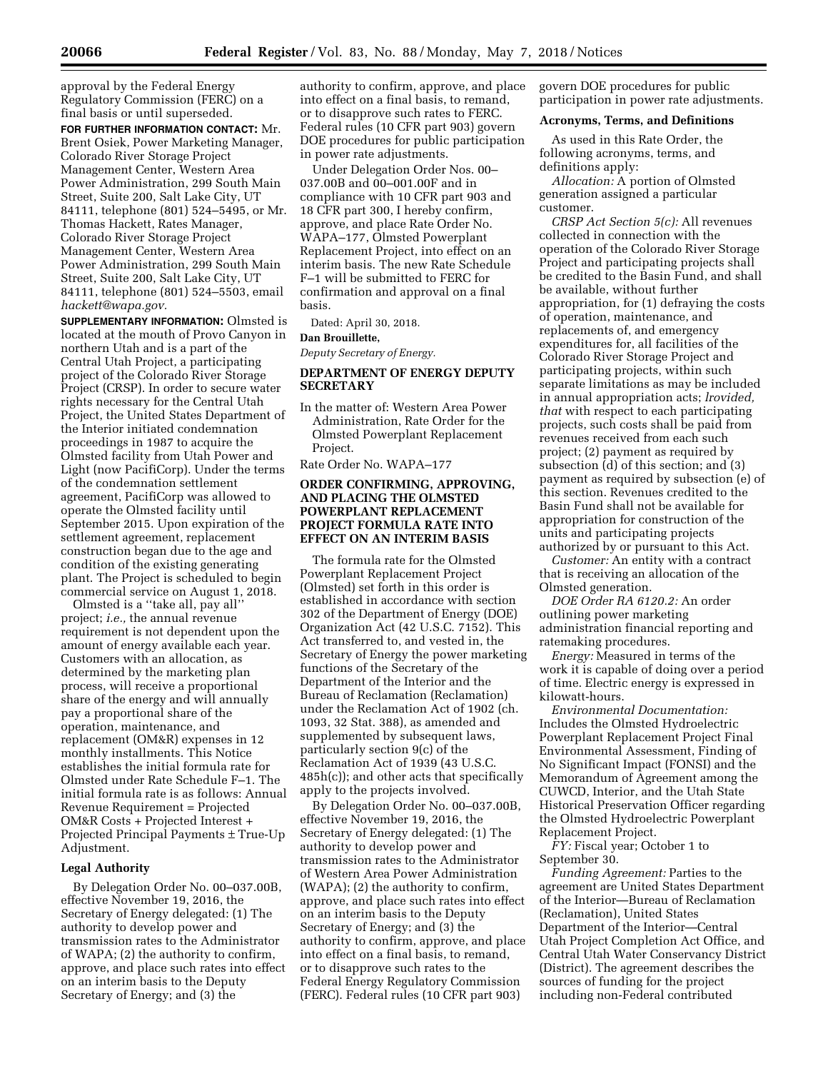approval by the Federal Energy Regulatory Commission (FERC) on a final basis or until superseded.

**FOR FURTHER INFORMATION CONTACT:** Mr. Brent Osiek, Power Marketing Manager, Colorado River Storage Project Management Center, Western Area Power Administration, 299 South Main Street, Suite 200, Salt Lake City, UT 84111, telephone (801) 524–5495, or Mr. Thomas Hackett, Rates Manager, Colorado River Storage Project Management Center, Western Area Power Administration, 299 South Main Street, Suite 200, Salt Lake City, UT 84111, telephone (801) 524–5503, email *hackett@wapa.gov.*

**SUPPLEMENTARY INFORMATION:** Olmsted is located at the mouth of Provo Canyon in northern Utah and is a part of the Central Utah Project, a participating project of the Colorado River Storage Project (CRSP). In order to secure water rights necessary for the Central Utah Project, the United States Department of the Interior initiated condemnation proceedings in 1987 to acquire the Olmsted facility from Utah Power and Light (now PacifiCorp). Under the terms of the condemnation settlement agreement, PacifiCorp was allowed to operate the Olmsted facility until September 2015. Upon expiration of the settlement agreement, replacement construction began due to the age and condition of the existing generating plant. The Project is scheduled to begin commercial service on August 1, 2018.

Olmsted is a ''take all, pay all'' project; *i.e.,* the annual revenue requirement is not dependent upon the amount of energy available each year. Customers with an allocation, as determined by the marketing plan process, will receive a proportional share of the energy and will annually pay a proportional share of the operation, maintenance, and replacement (OM&R) expenses in 12 monthly installments. This Notice establishes the initial formula rate for Olmsted under Rate Schedule F–1. The initial formula rate is as follows: Annual Revenue Requirement = Projected OM&R Costs + Projected Interest + Projected Principal Payments ± True-Up Adjustment.

## Legal Authority

By Delegation Order No. 00–037.00B, effective November 19, 2016, the Secretary of Energy delegated: (1) The authority to develop power and transmission rates to the Administrator of WAPA; (2) the authority to confirm, approve, and place such rates into effect on an interim basis to the Deputy Secretary of Energy; and (3) the authority to confirm, approve, and place into effect on a final basis, to remand, or to disapprove such rates to FERC. Federal rules (10 CFR part 903) govern DOE procedures for public participation in power rate adjustments.

Under Delegation Order Nos. 00–037.00B and 00–001.00F and in compliance with 10 CFR part 903 and 18 CFR part 300, I hereby confirm, approve, and place Rate Order No. WAPA–177, Olmsted Powerplant Replacement Project, into effect on an interim basis. The new Rate Schedule F–1 will be submitted to FERC for confirmation and approval on a final basis.

Dated: April 30, 2018.

**Dan Brouillette,**

*Deputy Secretary of Energy.*

## DEPARTMENT OF ENERGY DEPUTY SECRETARY

In the matter of: Western Area Power Administration, Rate Order for the Olmsted Powerplant Replacement Project.

Rate Order No. WAPA–177

## ORDER CONFIRMING, APPROVING, AND PLACING THE OLMSTED POWERPLANT REPLACEMENT PROJECT FORMULA RATE INTO EFFECT ON AN INTERIM BASIS

The formula rate for the Olmsted Powerplant Replacement Project (Olmsted) set forth in this order is established in accordance with section 302 of the Department of Energy (DOE) Organization Act (42 U.S.C. 7152). This Act transferred to, and vested in, the Secretary of Energy the power marketing functions of the Secretary of the Department of the Interior and the Bureau of Reclamation (Reclamation) under the Reclamation Act of 1902 (ch. 1093, 32 Stat. 388), as amended and supplemented by subsequent laws, particularly section 9(c) of the Reclamation Act of 1939 (43 U.S.C. 485h(c)); and other acts that specifically apply to the projects involved.

By Delegation Order No. 00–037.00B, effective November 19, 2016, the Secretary of Energy delegated: (1) The authority to develop power and transmission rates to the Administrator of Western Area Power Administration (WAPA); (2) the authority to confirm, approve, and place such rates into effect on an interim basis to the Deputy Secretary of Energy; and (3) the authority to confirm, approve, and place into effect on a final basis, to remand, or to disapprove such rates to the Federal Energy Regulatory Commission (FERC). Federal rules (10 CFR part 903) govern DOE procedures for public participation in power rate adjustments.

## Acronyms, Terms, and Definitions

As used in this Rate Order, the following acronyms, terms, and definitions apply:

*Allocation:* A portion of Olmsted generation assigned a particular customer.

*CRSP Act Section 5(c):* All revenues collected in connection with the operation of the Colorado River Storage Project and participating projects shall be credited to the Basin Fund, and shall be available, without further appropriation, for (1) defraying the costs of operation, maintenance, and replacements of, and emergency expenditures for, all facilities of the Colorado River Storage Project and participating projects, within such separate limitations as may be included in annual appropriation acts; *Irovided, that* with respect to each participating projects, such costs shall be paid from revenues received from each such project; (2) payment as required by subsection (d) of this section; and (3) payment as required by subsection (e) of this section. Revenues credited to the Basin Fund shall not be available for appropriation for construction of the units and participating projects authorized by or pursuant to this Act.

*Customer:* An entity with a contract that is receiving an allocation of the Olmsted generation.

*DOE Order RA 6120.2:* An order outlining power marketing administration financial reporting and ratemaking procedures.

*Energy:* Measured in terms of the work it is capable of doing over a period of time. Electric energy is expressed in kilowatt-hours.

*Environmental Documentation:* Includes the Olmsted Hydroelectric Powerplant Replacement Project Final Environmental Assessment, Finding of No Significant Impact (FONSI) and the Memorandum of Agreement among the CUWCD, Interior, and the Utah State Historical Preservation Officer regarding the Olmsted Hydroelectric Powerplant Replacement Project.

*FY:* Fiscal year; October 1 to September 30.

*Funding Agreement:* Parties to the agreement are United States Department of the Interior—Bureau of Reclamation (Reclamation), United States Department of the Interior—Central Utah Project Completion Act Office, and Central Utah Water Conservancy District (District). The agreement describes the sources of funding for the project including non-Federal contributed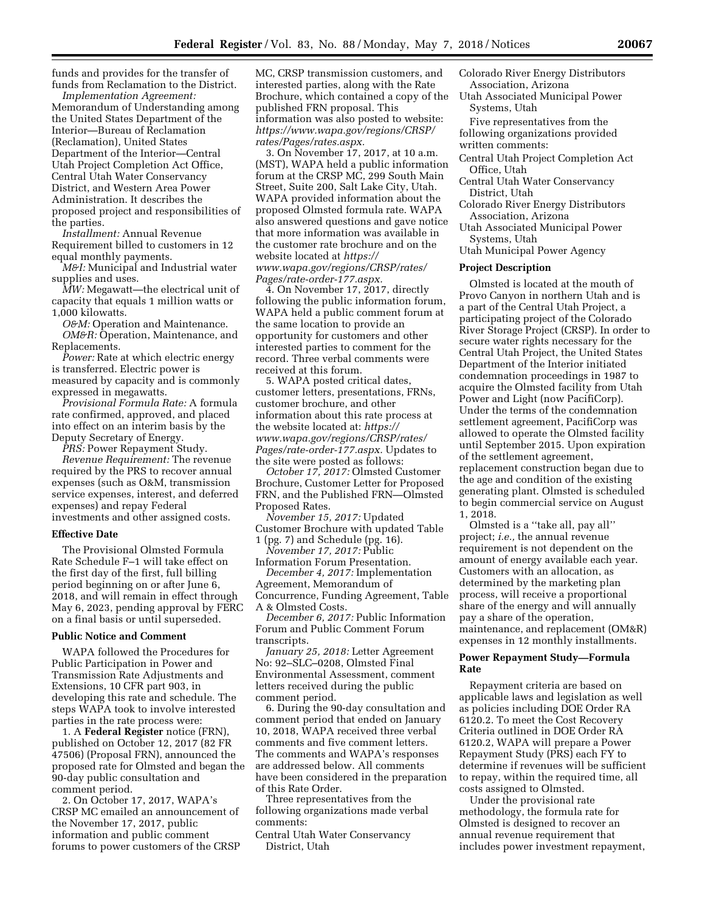funds and provides for the transfer of funds from Reclamation to the District.

*Implementation Agreement:* Memorandum of Understanding among the United States Department of the Interior—Bureau of Reclamation (Reclamation), United States Department of the Interior—Central Utah Project Completion Act Office, Central Utah Water Conservancy District, and Western Area Power Administration. It describes the proposed project and responsibilities of the parties.

*Installment:* Annual Revenue Requirement billed to customers in 12 equal monthly payments.

*M&I:* Municipal and Industrial water supplies and uses.

*MW:* Megawatt—the electrical unit of capacity that equals 1 million watts or 1,000 kilowatts.

*O&M:* Operation and Maintenance.

*OM&R:* Operation, Maintenance, and Replacements.

*Power:* Rate at which electric energy is transferred. Electric power is measured by capacity and is commonly expressed in megawatts.

*Provisional Formula Rate:* A formula rate confirmed, approved, and placed into effect on an interim basis by the Deputy Secretary of Energy.

*PRS:* Power Repayment Study.

*Revenue Requirement:* The revenue required by the PRS to recover annual expenses (such as O&M, transmission service expenses, interest, and deferred expenses) and repay Federal investments and other assigned costs.

### Effective Date

The Provisional Olmsted Formula Rate Schedule F–1 will take effect on the first day of the first, full billing period beginning on or after June 6, 2018, and will remain in effect through May 6, 2023, pending approval by FERC on a final basis or until superseded.

### Public Notice and Comment

WAPA followed the Procedures for Public Participation in Power and Transmission Rate Adjustments and Extensions, 10 CFR part 903, in developing this rate and schedule. The steps WAPA took to involve interested parties in the rate process were:

1. A **Federal Register** notice (FRN), published on October 12, 2017 (82 FR 47506) (Proposal FRN), announced the proposed rate for Olmsted and began the 90-day public consultation and comment period.

2. On October 17, 2017, WAPA's CRSP MC emailed an announcement of the November 17, 2017, public information and public comment forums to power customers of the CRSP MC, CRSP transmission customers, and interested parties, along with the Rate Brochure, which contained a copy of the published FRN proposal. This information was also posted to website: *https://www.wapa.gov/regions/CRSP/rates/Pages/rates.aspx.*

3. On November 17, 2017, at 10 a.m. (MST), WAPA held a public information forum at the CRSP MC, 299 South Main Street, Suite 200, Salt Lake City, Utah. WAPA provided information about the proposed Olmsted formula rate. WAPA also answered questions and gave notice that more information was available in the customer rate brochure and on the website located at *https://www.wapa.gov/regions/CRSP/rates/Pages/rate-order-177.aspx.*

4. On November 17, 2017, directly following the public information forum, WAPA held a public comment forum at the same location to provide an opportunity for customers and other interested parties to comment for the record. Three verbal comments were received at this forum.

5. WAPA posted critical dates, customer letters, presentations, FRNs, customer brochure, and other information about this rate process at the website located at: *https://www.wapa.gov/regions/CRSP/rates/Pages/rate-order-177.aspx.* Updates to the site were posted as follows:

*October 17, 2017:* Olmsted Customer Brochure, Customer Letter for Proposed FRN, and the Published FRN—Olmsted Proposed Rates.

*November 15, 2017:* Updated Customer Brochure with updated Table 1 (pg. 7) and Schedule (pg. 16).

*November 17, 2017:* Public Information Forum Presentation.

*December 4, 2017:* Implementation Agreement, Memorandum of Concurrence, Funding Agreement, Table A & Olmsted Costs.

*December 6, 2017:* Public Information Forum and Public Comment Forum transcripts.

*January 25, 2018:* Letter Agreement No: 92–SLC–0208, Olmsted Final Environmental Assessment, comment letters received during the public comment period.

6. During the 90-day consultation and comment period that ended on January 10, 2018, WAPA received three verbal comments and five comment letters. The comments and WAPA's responses are addressed below. All comments have been considered in the preparation of this Rate Order.

Three representatives from the following organizations made verbal comments:

Central Utah Water Conservancy District, Utah
Colorado River Energy Distributors Association, Arizona
Utah Associated Municipal Power Systems, Utah

Five representatives from the following organizations provided written comments:

Central Utah Project Completion Act Office, Utah
Central Utah Water Conservancy District, Utah
Colorado River Energy Distributors Association, Arizona
Utah Associated Municipal Power Systems, Utah
Utah Municipal Power Agency

### Project Description

Olmsted is located at the mouth of Provo Canyon in northern Utah and is a part of the Central Utah Project, a participating project of the Colorado River Storage Project (CRSP). In order to secure water rights necessary for the Central Utah Project, the United States Department of the Interior initiated condemnation proceedings in 1987 to acquire the Olmsted facility from Utah Power and Light (now PacifiCorp). Under the terms of the condemnation settlement agreement, PacifiCorp was allowed to operate the Olmsted facility until September 2015. Upon expiration of the settlement agreement, replacement construction began due to the age and condition of the existing generating plant. Olmsted is scheduled to begin commercial service on August 1, 2018.

Olmsted is a ''take all, pay all'' project; *i.e.,* the annual revenue requirement is not dependent on the amount of energy available each year. Customers with an allocation, as determined by the marketing plan process, will receive a proportional share of the energy and will annually pay a share of the operation, maintenance, and replacement (OM&R) expenses in 12 monthly installments.

### Power Repayment Study—Formula Rate

Repayment criteria are based on applicable laws and legislation as well as policies including DOE Order RA 6120.2. To meet the Cost Recovery Criteria outlined in DOE Order RA 6120.2, WAPA will prepare a Power Repayment Study (PRS) each FY to determine if revenues will be sufficient to repay, within the required time, all costs assigned to Olmsted.

Under the provisional rate methodology, the formula rate for Olmsted is designed to recover an annual revenue requirement that includes power investment repayment,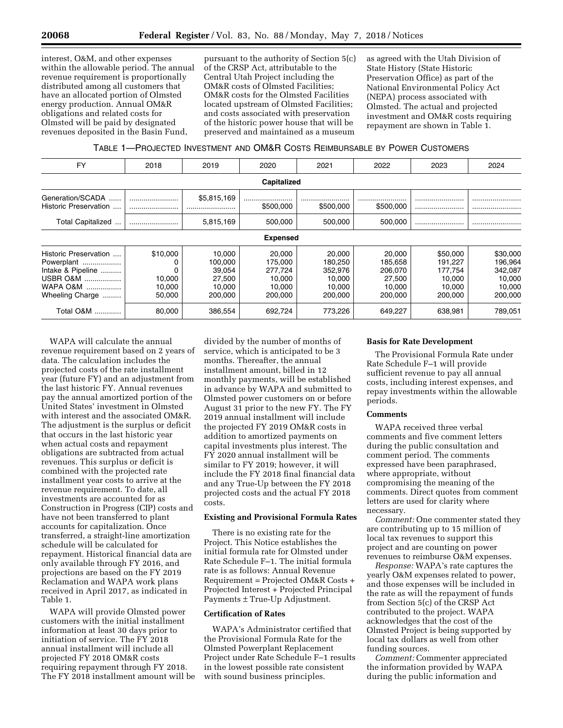interest, O&M, and other expenses within the allowable period. The annual revenue requirement is proportionally distributed among all customers that have an allocated portion of Olmsted energy production. Annual OM&R obligations and related costs for Olmsted will be paid by designated revenues deposited in the Basin Fund, pursuant to the authority of Section 5(c) of the CRSP Act, attributable to the Central Utah Project including the OM&R costs of Olmsted Facilities; OM&R costs for the Olmsted Facilities located upstream of Olmsted Facilities; and costs associated with preservation of the historic power house that will be preserved and maintained as a museum as agreed with the Utah Division of State History (State Historic Preservation Office) as part of the National Environmental Policy Act (NEPA) process associated with Olmsted. The actual and projected investment and OM&R costs requiring repayment are shown in Table 1.

TABLE 1—PROJECTED INVESTMENT AND OM&R COSTS REIMBURSABLE BY POWER CUSTOMERS

| FY | 2018 | 2019 | 2020 | 2021 | 2022 | 2023 | 2024 |
|---|---|---|---|---|---|---|---|
| **Capitalized** | | | | | | | |
| Generation/SCADA | | $5,815,169 | | | | | |
| Historic Preservation | | | $500,000 | $500,000 | $500,000 | | |
| Total Capitalized | | 5,815,169 | 500,000 | 500,000 | 500,000 | | |
| **Expensed** | | | | | | | |
| Historic Preservation | $10,000 | 10,000 | 20,000 | 20,000 | 20,000 | $50,000 | $30,000 |
| Powerplant | 0 | 100,000 | 175,000 | 180,250 | 185,658 | 191,227 | 196,964 |
| Intake & Pipeline | 0 | 39,054 | 277,724 | 352,976 | 206,070 | 177,754 | 342,087 |
| USBR O&M | 10,000 | 27,500 | 10,000 | 10,000 | 27,500 | 10,000 | 10,000 |
| WAPA O&M | 10,000 | 10,000 | 10,000 | 10,000 | 10,000 | 10,000 | 10,000 |
| Wheeling Charge | 50,000 | 200,000 | 200,000 | 200,000 | 200,000 | 200,000 | 200,000 |
| Total O&M | 80,000 | 386,554 | 692,724 | 773,226 | 649,227 | 638,981 | 789,051 |

WAPA will calculate the annual revenue requirement based on 2 years of data. The calculation includes the projected costs of the rate installment year (future FY) and an adjustment from the last historic FY. Annual revenues pay the annual amortized portion of the United States' investment in Olmsted with interest and the associated OM&R. The adjustment is the surplus or deficit that occurs in the last historic year when actual costs and repayment obligations are subtracted from actual revenues. This surplus or deficit is combined with the projected rate installment year costs to arrive at the revenue requirement. To date, all investments are accounted for as Construction in Progress (CIP) costs and have not been transferred to plant accounts for capitalization. Once transferred, a straight-line amortization schedule will be calculated for repayment. Historical financial data are only available through FY 2016, and projections are based on the FY 2019 Reclamation and WAPA work plans received in April 2017, as indicated in Table 1.

WAPA will provide Olmsted power customers with the initial installment information at least 30 days prior to initiation of service. The FY 2018 annual installment will include all projected FY 2018 OM&R costs requiring repayment through FY 2018. The FY 2018 installment amount will be divided by the number of months of service, which is anticipated to be 3 months. Thereafter, the annual installment amount, billed in 12 monthly payments, will be established in advance by WAPA and submitted to Olmsted power customers on or before August 31 prior to the new FY. The FY 2019 annual installment will include the projected FY 2019 OM&R costs in addition to amortized payments on capital investments plus interest. The FY 2020 annual installment will be similar to FY 2019; however, it will include the FY 2018 final financial data and any True-Up between the FY 2018 projected costs and the actual FY 2018 costs.

**Existing and Provisional Formula Rates**

There is no existing rate for the Project. This Notice establishes the initial formula rate for Olmsted under Rate Schedule F–1. The initial formula rate is as follows: Annual Revenue Requirement = Projected OM&R Costs + Projected Interest + Projected Principal Payments ± True-Up Adjustment.

**Certification of Rates**

WAPA's Administrator certified that the Provisional Formula Rate for the Olmsted Powerplant Replacement Project under Rate Schedule F–1 results in the lowest possible rate consistent with sound business principles.

**Basis for Rate Development**

The Provisional Formula Rate under Rate Schedule F–1 will provide sufficient revenue to pay all annual costs, including interest expenses, and repay investments within the allowable periods.

**Comments**

WAPA received three verbal comments and five comment letters during the public consultation and comment period. The comments expressed have been paraphrased, where appropriate, without compromising the meaning of the comments. Direct quotes from comment letters are used for clarity where necessary.

*Comment:* One commenter stated they are contributing up to 15 million of local tax revenues to support this project and are counting on power revenues to reimburse O&M expenses.

*Response:* WAPA's rate captures the yearly O&M expenses related to power, and those expenses will be included in the rate as will the repayment of funds from Section 5(c) of the CRSP Act contributed to the project. WAPA acknowledges that the cost of the Olmsted Project is being supported by local tax dollars as well from other funding sources.

*Comment:* Commenter appreciated the information provided by WAPA during the public information and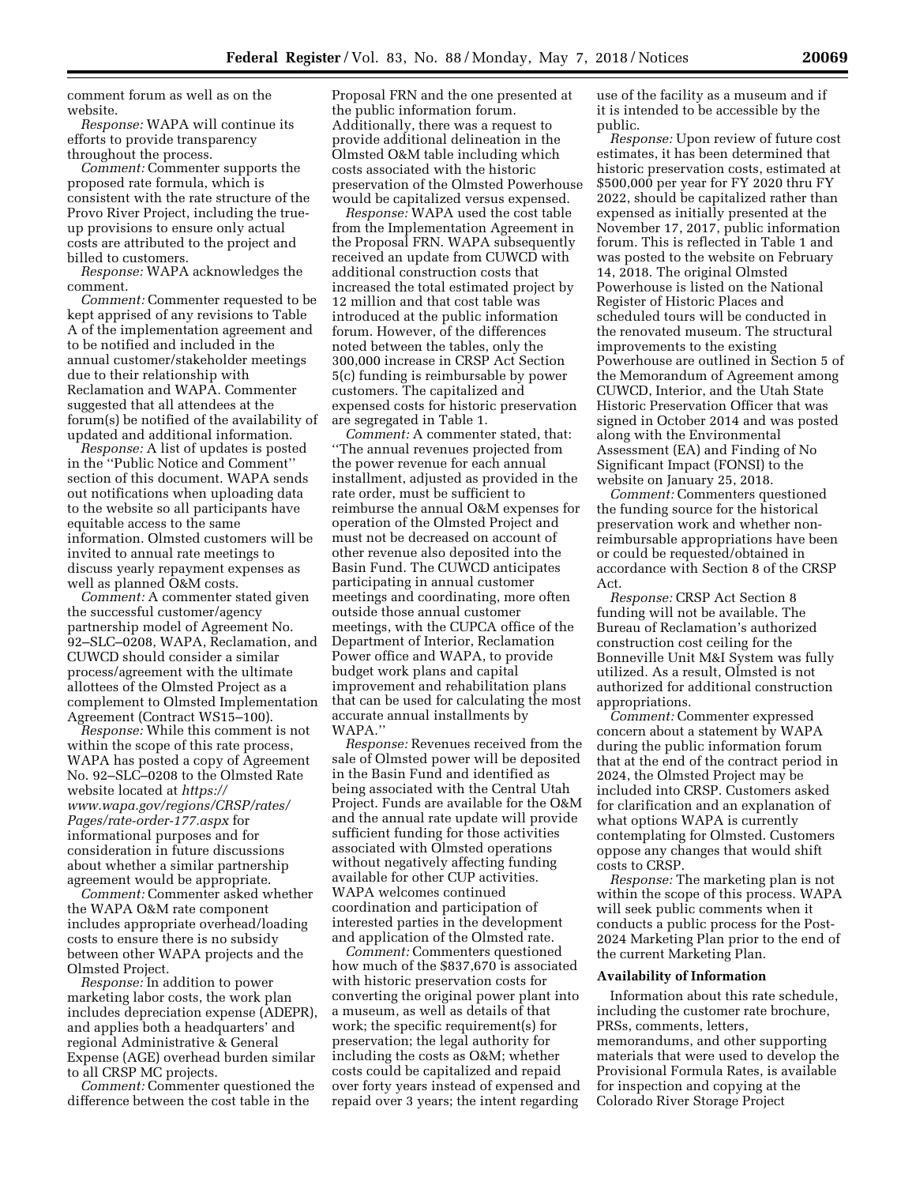comment forum as well as on the website.

*Response:* WAPA will continue its efforts to provide transparency throughout the process.

*Comment:* Commenter supports the proposed rate formula, which is consistent with the rate structure of the Provo River Project, including the true-up provisions to ensure only actual costs are attributed to the project and billed to customers.

*Response:* WAPA acknowledges the comment.

*Comment:* Commenter requested to be kept apprised of any revisions to Table A of the implementation agreement and to be notified and included in the annual customer/stakeholder meetings due to their relationship with Reclamation and WAPA. Commenter suggested that all attendees at the forum(s) be notified of the availability of updated and additional information.

*Response:* A list of updates is posted in the ''Public Notice and Comment'' section of this document. WAPA sends out notifications when uploading data to the website so all participants have equitable access to the same information. Olmsted customers will be invited to annual rate meetings to discuss yearly repayment expenses as well as planned O&M costs.

*Comment:* A commenter stated given the successful customer/agency partnership model of Agreement No. 92–SLC–0208, WAPA, Reclamation, and CUWCD should consider a similar process/agreement with the ultimate allottees of the Olmsted Project as a complement to Olmsted Implementation Agreement (Contract WS15–100).

*Response:* While this comment is not within the scope of this rate process, WAPA has posted a copy of Agreement No. 92–SLC–0208 to the Olmsted Rate website located at *https://www.wapa.gov/regions/CRSP/rates/Pages/rate-order-177.aspx* for informational purposes and for consideration in future discussions about whether a similar partnership agreement would be appropriate.

*Comment:* Commenter asked whether the WAPA O&M rate component includes appropriate overhead/loading costs to ensure there is no subsidy between other WAPA projects and the Olmsted Project.

*Response:* In addition to power marketing labor costs, the work plan includes depreciation expense (ADEPR), and applies both a headquarters' and regional Administrative & General Expense (AGE) overhead burden similar to all CRSP MC projects.

*Comment:* Commenter questioned the difference between the cost table in the Proposal FRN and the one presented at the public information forum. Additionally, there was a request to provide additional delineation in the Olmsted O&M table including which costs associated with the historic preservation of the Olmsted Powerhouse would be capitalized versus expensed.

*Response:* WAPA used the cost table from the Implementation Agreement in the Proposal FRN. WAPA subsequently received an update from CUWCD with additional construction costs that increased the total estimated project by 12 million and that cost table was introduced at the public information forum. However, of the differences noted between the tables, only the 300,000 increase in CRSP Act Section 5(c) funding is reimbursable by power customers. The capitalized and expensed costs for historic preservation are segregated in Table 1.

*Comment:* A commenter stated, that: ''The annual revenues projected from the power revenue for each annual installment, adjusted as provided in the rate order, must be sufficient to reimburse the annual O&M expenses for operation of the Olmsted Project and must not be decreased on account of other revenue also deposited into the Basin Fund. The CUWCD anticipates participating in annual customer meetings and coordinating, more often outside those annual customer meetings, with the CUPCA office of the Department of Interior, Reclamation Power office and WAPA, to provide budget work plans and capital improvement and rehabilitation plans that can be used for calculating the most accurate annual installments by WAPA.''

*Response:* Revenues received from the sale of Olmsted power will be deposited in the Basin Fund and identified as being associated with the Central Utah Project. Funds are available for the O&M and the annual rate update will provide sufficient funding for those activities associated with Olmsted operations without negatively affecting funding available for other CUP activities. WAPA welcomes continued coordination and participation of interested parties in the development and application of the Olmsted rate.

*Comment:* Commenters questioned how much of the $837,670 is associated with historic preservation costs for converting the original power plant into a museum, as well as details of that work; the specific requirement(s) for preservation; the legal authority for including the costs as O&M; whether costs could be capitalized and repaid over forty years instead of expensed and repaid over 3 years; the intent regarding use of the facility as a museum and if it is intended to be accessible by the public.

*Response:* Upon review of future cost estimates, it has been determined that historic preservation costs, estimated at $500,000 per year for FY 2020 thru FY 2022, should be capitalized rather than expensed as initially presented at the November 17, 2017, public information forum. This is reflected in Table 1 and was posted to the website on February 14, 2018. The original Olmsted Powerhouse is listed on the National Register of Historic Places and scheduled tours will be conducted in the renovated museum. The structural improvements to the existing Powerhouse are outlined in Section 5 of the Memorandum of Agreement among CUWCD, Interior, and the Utah State Historic Preservation Officer that was signed in October 2014 and was posted along with the Environmental Assessment (EA) and Finding of No Significant Impact (FONSI) to the website on January 25, 2018.

*Comment:* Commenters questioned the funding source for the historical preservation work and whether non-reimbursable appropriations have been or could be requested/obtained in accordance with Section 8 of the CRSP Act.

*Response:* CRSP Act Section 8 funding will not be available. The Bureau of Reclamation's authorized construction cost ceiling for the Bonneville Unit M&I System was fully utilized. As a result, Olmsted is not authorized for additional construction appropriations.

*Comment:* Commenter expressed concern about a statement by WAPA during the public information forum that at the end of the contract period in 2024, the Olmsted Project may be included into CRSP. Customers asked for clarification and an explanation of what options WAPA is currently contemplating for Olmsted. Customers oppose any changes that would shift costs to CRSP.

*Response:* The marketing plan is not within the scope of this process. WAPA will seek public comments when it conducts a public process for the Post-2024 Marketing Plan prior to the end of the current Marketing Plan.

**Availability of Information**

Information about this rate schedule, including the customer rate brochure, PRSs, comments, letters, memorandums, and other supporting materials that were used to develop the Provisional Formula Rates, is available for inspection and copying at the Colorado River Storage Project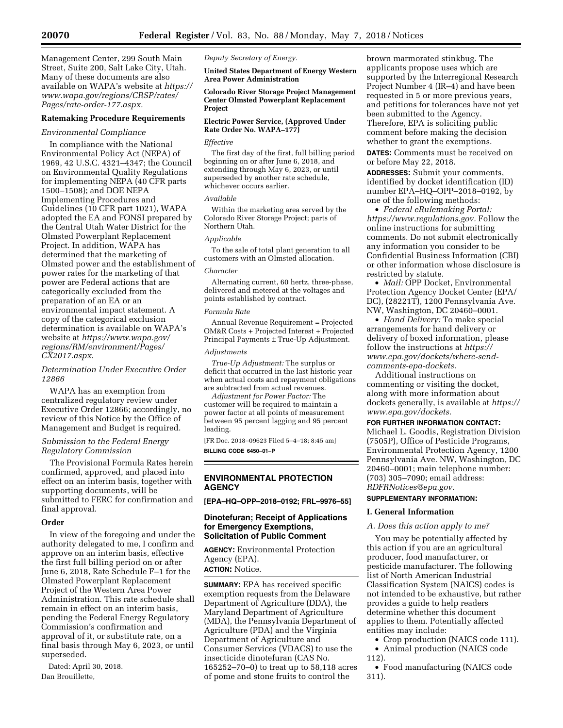Management Center, 299 South Main Street, Suite 200, Salt Lake City, Utah. Many of these documents are also available on WAPA's website at *https://www.wapa.gov/regions/CRSP/rates/Pages/rate-order-177.aspx.*

### Ratemaking Procedure Requirements

*Environmental Compliance*

In compliance with the National Environmental Policy Act (NEPA) of 1969, 42 U.S.C. 4321–4347; the Council on Environmental Quality Regulations for implementing NEPA (40 CFR parts 1500–1508); and DOE NEPA Implementing Procedures and Guidelines (10 CFR part 1021), WAPA adopted the EA and FONSI prepared by the Central Utah Water District for the Olmsted Powerplant Replacement Project. In addition, WAPA has determined that the marketing of Olmsted power and the establishment of power rates for the marketing of that power are Federal actions that are categorically excluded from the preparation of an EA or an environmental impact statement. A copy of the categorical exclusion determination is available on WAPA's website at *https://www.wapa.gov/regions/RM/environment/Pages/CX2017.aspx.*

*Determination Under Executive Order 12866*

WAPA has an exemption from centralized regulatory review under Executive Order 12866; accordingly, no review of this Notice by the Office of Management and Budget is required.

*Submission to the Federal Energy Regulatory Commission*

The Provisional Formula Rates herein confirmed, approved, and placed into effect on an interim basis, together with supporting documents, will be submitted to FERC for confirmation and final approval.

### Order

In view of the foregoing and under the authority delegated to me, I confirm and approve on an interim basis, effective the first full billing period on or after June 6, 2018, Rate Schedule F–1 for the Olmsted Powerplant Replacement Project of the Western Area Power Administration. This rate schedule shall remain in effect on an interim basis, pending the Federal Energy Regulatory Commission's confirmation and approval of it, or substitute rate, on a final basis through May 6, 2023, or until superseded.

Dated: April 30, 2018.

Dan Brouillette,

*Deputy Secretary of Energy.*

**United States Department of Energy Western Area Power Administration**

**Colorado River Storage Project Management Center Olmsted Powerplant Replacement Project**

**Electric Power Service, (Approved Under Rate Order No. WAPA–177)**

*Effective*

The first day of the first, full billing period beginning on or after June 6, 2018, and extending through May 6, 2023, or until superseded by another rate schedule, whichever occurs earlier.

*Available*

Within the marketing area served by the Colorado River Storage Project; parts of Northern Utah.

*Applicable*

To the sale of total plant generation to all customers with an Olmsted allocation.

*Character*

Alternating current, 60 hertz, three-phase, delivered and metered at the voltages and points established by contract.

*Formula Rate*

Annual Revenue Requirement = Projected OM&R Costs + Projected Interest + Projected Principal Payments ± True-Up Adjustment.

*Adjustments*

*True-Up Adjustment:* The surplus or deficit that occurred in the last historic year when actual costs and repayment obligations are subtracted from actual revenues.

*Adjustment for Power Factor:* The customer will be required to maintain a power factor at all points of measurement between 95 percent lagging and 95 percent leading.

[FR Doc. 2018–09623 Filed 5–4–18; 8:45 am]

**BILLING CODE 6450–01–P**

## ENVIRONMENTAL PROTECTION AGENCY

**[EPA–HQ–OPP–2018–0192; FRL–9976–55]**

## Dinotefuran; Receipt of Applications for Emergency Exemptions, Solicitation of Public Comment

**AGENCY:** Environmental Protection Agency (EPA).

**ACTION:** Notice.

**SUMMARY:** EPA has received specific exemption requests from the Delaware Department of Agriculture (DDA), the Maryland Department of Agriculture (MDA), the Pennsylvania Department of Agriculture (PDA) and the Virginia Department of Agriculture and Consumer Services (VDACS) to use the insecticide dinotefuran (CAS No. 165252–70–0) to treat up to 58,118 acres of pome and stone fruits to control the brown marmorated stinkbug. The applicants propose uses which are supported by the Interregional Research Project Number 4 (IR–4) and have been requested in 5 or more previous years, and petitions for tolerances have not yet been submitted to the Agency. Therefore, EPA is soliciting public comment before making the decision whether to grant the exemptions.

**DATES:** Comments must be received on or before May 22, 2018.

**ADDRESSES:** Submit your comments, identified by docket identification (ID) number EPA–HQ–OPP–2018–0192, by one of the following methods:

- *Federal eRulemaking Portal: https://www.regulations.gov.* Follow the online instructions for submitting comments. Do not submit electronically any information you consider to be Confidential Business Information (CBI) or other information whose disclosure is restricted by statute.
- *Mail:* OPP Docket, Environmental Protection Agency Docket Center (EPA/DC), (28221T), 1200 Pennsylvania Ave. NW, Washington, DC 20460–0001.
- *Hand Delivery:* To make special arrangements for hand delivery or delivery of boxed information, please follow the instructions at *https://www.epa.gov/dockets/where-send-comments-epa-dockets.*

Additional instructions on commenting or visiting the docket, along with more information about dockets generally, is available at *https://www.epa.gov/dockets.*

**FOR FURTHER INFORMATION CONTACT:** Michael L. Goodis, Registration Division (7505P), Office of Pesticide Programs, Environmental Protection Agency, 1200 Pennsylvania Ave. NW, Washington, DC 20460–0001; main telephone number: (703) 305–7090; email address: *RDFRNotices@epa.gov.*

**SUPPLEMENTARY INFORMATION:**

### I. General Information

*A. Does this action apply to me?*

You may be potentially affected by this action if you are an agricultural producer, food manufacturer, or pesticide manufacturer. The following list of North American Industrial Classification System (NAICS) codes is not intended to be exhaustive, but rather provides a guide to help readers determine whether this document applies to them. Potentially affected entities may include:

- Crop production (NAICS code 111).
- Animal production (NAICS code 112).
- Food manufacturing (NAICS code 311).